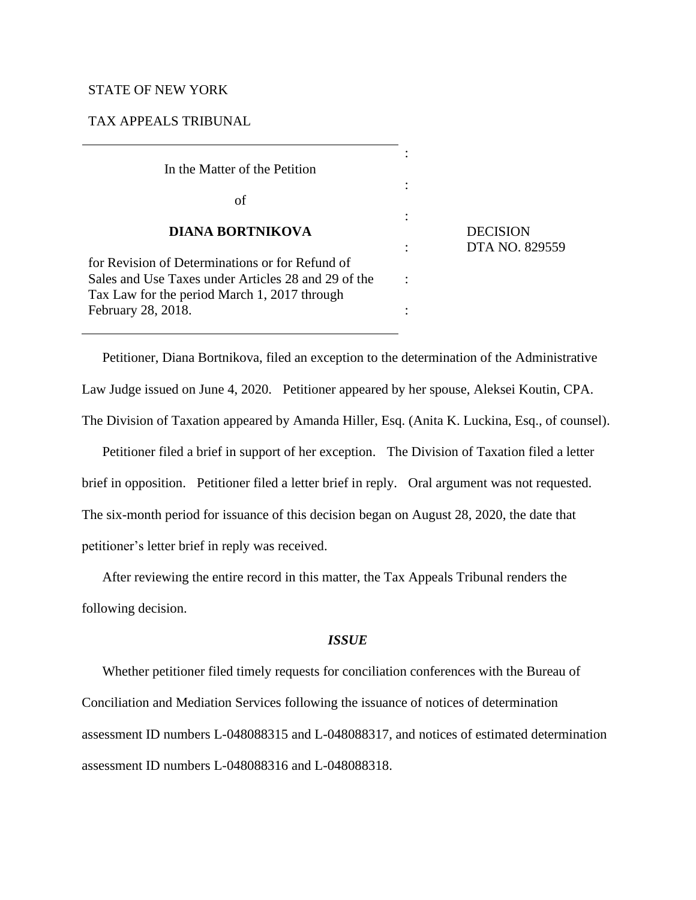STATE OF NEW YORK

TAX APPEALS TRIBUNAL

In the Matter of the Petition

of

**DIANA BORTNIKOVA**

for Revision of Determinations or for Refund of Sales and Use Taxes under Articles 28 and 29 of the Tax Law for the period March 1, 2017 through February 28, 2018.

DECISION
DTA NO. 829559

Petitioner, Diana Bortnikova, filed an exception to the determination of the Administrative Law Judge issued on June 4, 2020. Petitioner appeared by her spouse, Aleksei Koutin, CPA. The Division of Taxation appeared by Amanda Hiller, Esq. (Anita K. Luckina, Esq., of counsel).

Petitioner filed a brief in support of her exception. The Division of Taxation filed a letter brief in opposition. Petitioner filed a letter brief in reply. Oral argument was not requested. The six-month period for issuance of this decision began on August 28, 2020, the date that petitioner's letter brief in reply was received.

After reviewing the entire record in this matter, the Tax Appeals Tribunal renders the following decision.

### *ISSUE*

Whether petitioner filed timely requests for conciliation conferences with the Bureau of Conciliation and Mediation Services following the issuance of notices of determination assessment ID numbers L-048088315 and L-048088317, and notices of estimated determination assessment ID numbers L-048088316 and L-048088318.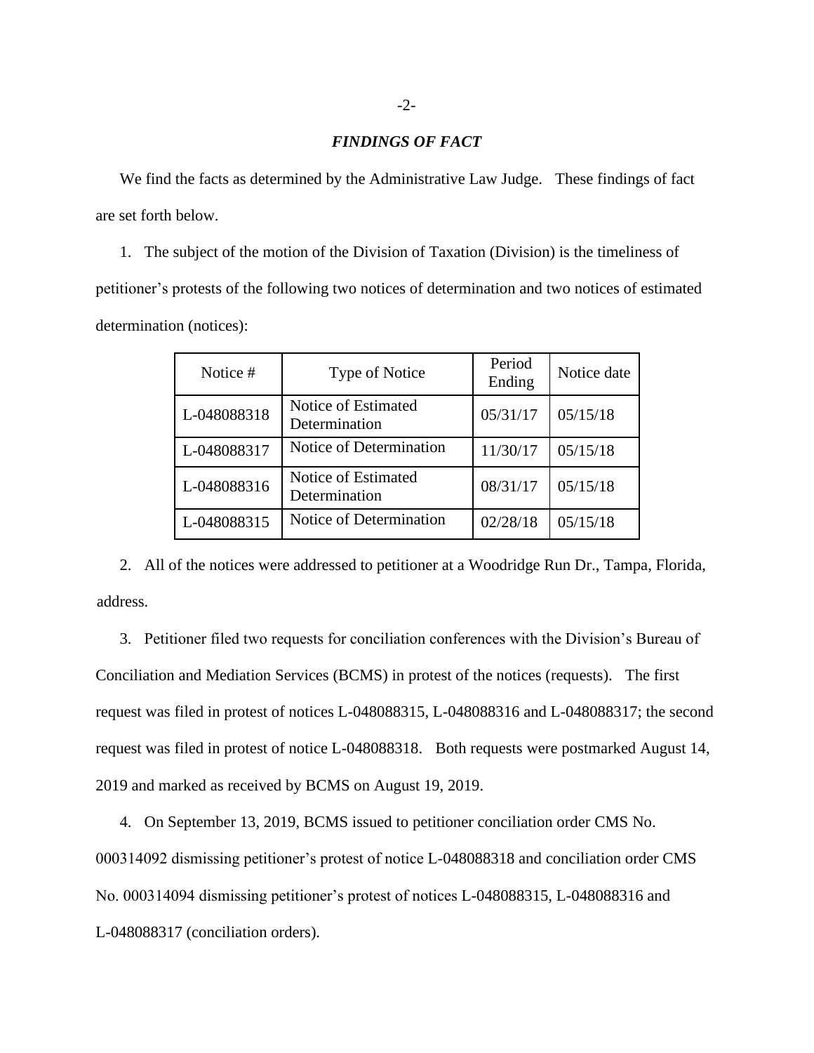## *FINDINGS OF FACT*

We find the facts as determined by the Administrative Law Judge. These findings of fact are set forth below.

1. The subject of the motion of the Division of Taxation (Division) is the timeliness of petitioner's protests of the following two notices of determination and two notices of estimated determination (notices):

| Notice # | Type of Notice | Period Ending | Notice date |
|---|---|---|---|
| L-048088318 | Notice of Estimated Determination | 05/31/17 | 05/15/18 |
| L-048088317 | Notice of Determination | 11/30/17 | 05/15/18 |
| L-048088316 | Notice of Estimated Determination | 08/31/17 | 05/15/18 |
| L-048088315 | Notice of Determination | 02/28/18 | 05/15/18 |

2. All of the notices were addressed to petitioner at a Woodridge Run Dr., Tampa, Florida, address.

3. Petitioner filed two requests for conciliation conferences with the Division's Bureau of Conciliation and Mediation Services (BCMS) in protest of the notices (requests). The first request was filed in protest of notices L-048088315, L-048088316 and L-048088317; the second request was filed in protest of notice L-048088318. Both requests were postmarked August 14, 2019 and marked as received by BCMS on August 19, 2019.

4. On September 13, 2019, BCMS issued to petitioner conciliation order CMS No. 000314092 dismissing petitioner's protest of notice L-048088318 and conciliation order CMS No. 000314094 dismissing petitioner's protest of notices L-048088315, L-048088316 and L-048088317 (conciliation orders).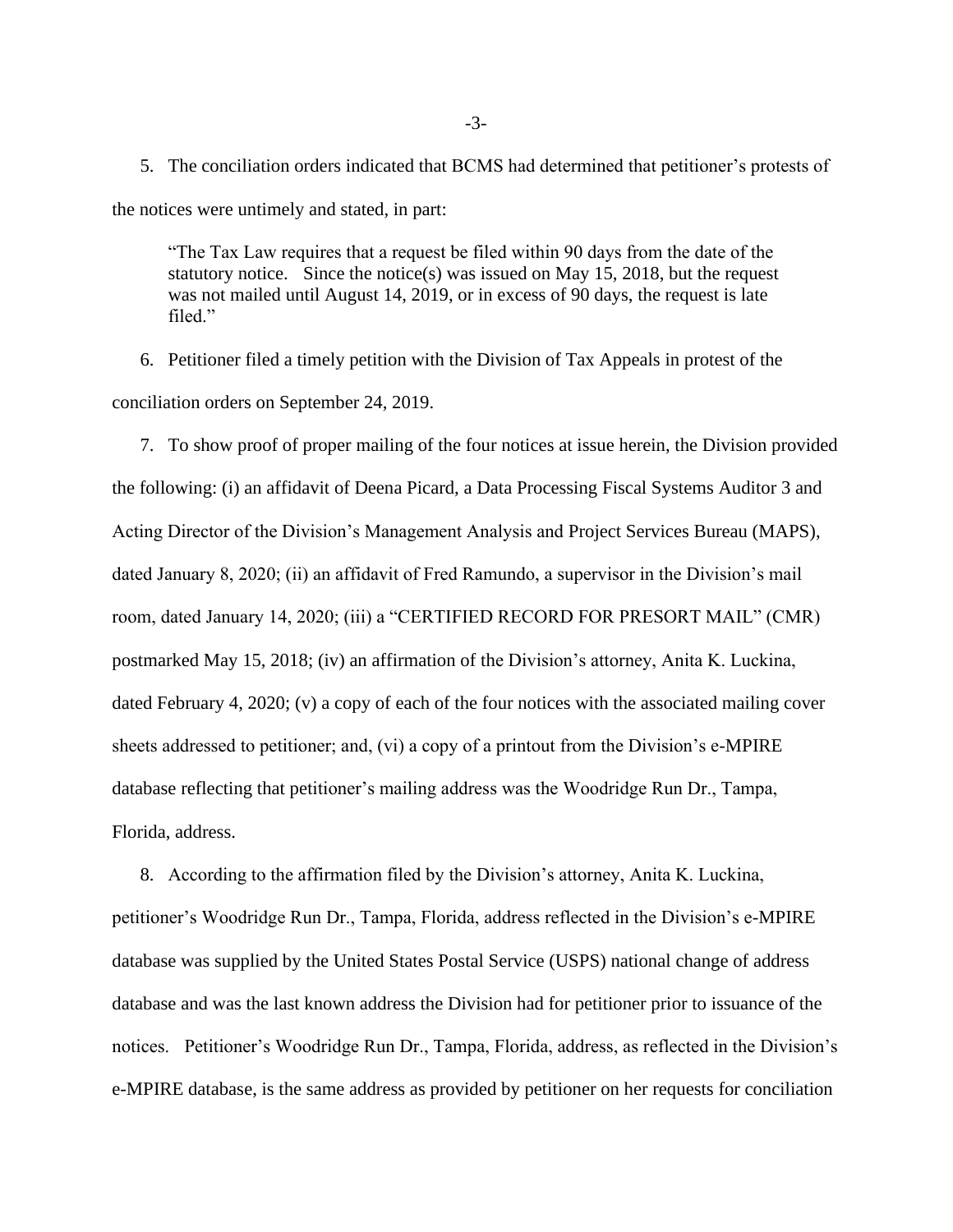5. The conciliation orders indicated that BCMS had determined that petitioner's protests of the notices were untimely and stated, in part:

> "The Tax Law requires that a request be filed within 90 days from the date of the statutory notice. Since the notice(s) was issued on May 15, 2018, but the request was not mailed until August 14, 2019, or in excess of 90 days, the request is late filed."

6. Petitioner filed a timely petition with the Division of Tax Appeals in protest of the conciliation orders on September 24, 2019.

7. To show proof of proper mailing of the four notices at issue herein, the Division provided the following: (i) an affidavit of Deena Picard, a Data Processing Fiscal Systems Auditor 3 and Acting Director of the Division's Management Analysis and Project Services Bureau (MAPS), dated January 8, 2020; (ii) an affidavit of Fred Ramundo, a supervisor in the Division's mail room, dated January 14, 2020; (iii) a "CERTIFIED RECORD FOR PRESORT MAIL" (CMR) postmarked May 15, 2018; (iv) an affirmation of the Division's attorney, Anita K. Luckina, dated February 4, 2020; (v) a copy of each of the four notices with the associated mailing cover sheets addressed to petitioner; and, (vi) a copy of a printout from the Division's e-MPIRE database reflecting that petitioner's mailing address was the Woodridge Run Dr., Tampa, Florida, address.

8. According to the affirmation filed by the Division's attorney, Anita K. Luckina, petitioner's Woodridge Run Dr., Tampa, Florida, address reflected in the Division's e-MPIRE database was supplied by the United States Postal Service (USPS) national change of address database and was the last known address the Division had for petitioner prior to issuance of the notices. Petitioner's Woodridge Run Dr., Tampa, Florida, address, as reflected in the Division's e-MPIRE database, is the same address as provided by petitioner on her requests for conciliation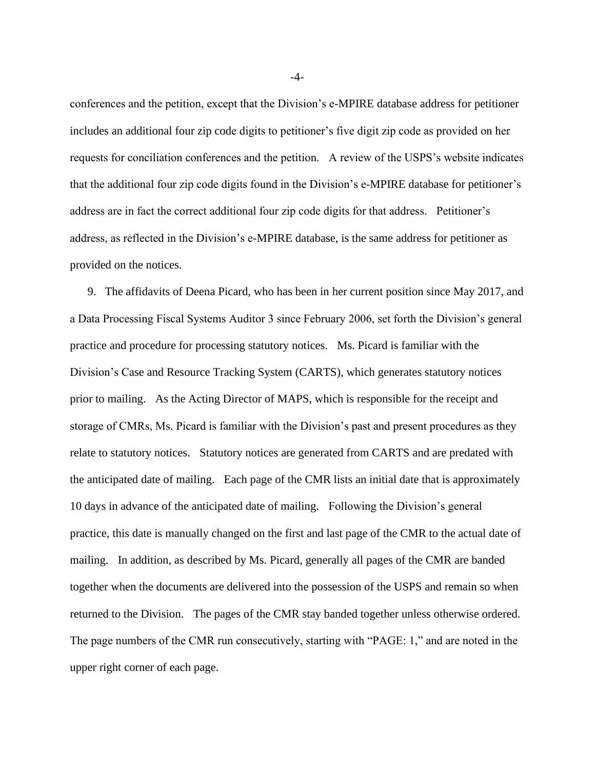conferences and the petition, except that the Division's e-MPIRE database address for petitioner includes an additional four zip code digits to petitioner's five digit zip code as provided on her requests for conciliation conferences and the petition. A review of the USPS's website indicates that the additional four zip code digits found in the Division's e-MPIRE database for petitioner's address are in fact the correct additional four zip code digits for that address. Petitioner's address, as reflected in the Division's e-MPIRE database, is the same address for petitioner as provided on the notices.

9. The affidavits of Deena Picard, who has been in her current position since May 2017, and a Data Processing Fiscal Systems Auditor 3 since February 2006, set forth the Division's general practice and procedure for processing statutory notices. Ms. Picard is familiar with the Division's Case and Resource Tracking System (CARTS), which generates statutory notices prior to mailing. As the Acting Director of MAPS, which is responsible for the receipt and storage of CMRs, Ms. Picard is familiar with the Division's past and present procedures as they relate to statutory notices. Statutory notices are generated from CARTS and are predated with the anticipated date of mailing. Each page of the CMR lists an initial date that is approximately 10 days in advance of the anticipated date of mailing. Following the Division's general practice, this date is manually changed on the first and last page of the CMR to the actual date of mailing. In addition, as described by Ms. Picard, generally all pages of the CMR are banded together when the documents are delivered into the possession of the USPS and remain so when returned to the Division. The pages of the CMR stay banded together unless otherwise ordered. The page numbers of the CMR run consecutively, starting with "PAGE: 1," and are noted in the upper right corner of each page.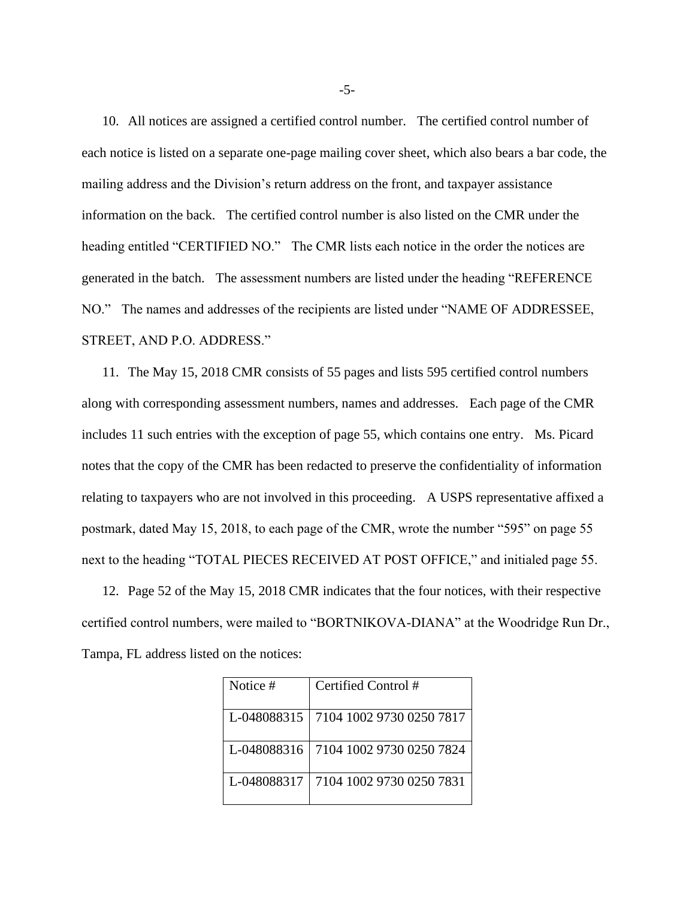10. All notices are assigned a certified control number. The certified control number of each notice is listed on a separate one-page mailing cover sheet, which also bears a bar code, the mailing address and the Division's return address on the front, and taxpayer assistance information on the back. The certified control number is also listed on the CMR under the heading entitled "CERTIFIED NO." The CMR lists each notice in the order the notices are generated in the batch. The assessment numbers are listed under the heading "REFERENCE NO." The names and addresses of the recipients are listed under "NAME OF ADDRESSEE, STREET, AND P.O. ADDRESS."

11. The May 15, 2018 CMR consists of 55 pages and lists 595 certified control numbers along with corresponding assessment numbers, names and addresses. Each page of the CMR includes 11 such entries with the exception of page 55, which contains one entry. Ms. Picard notes that the copy of the CMR has been redacted to preserve the confidentiality of information relating to taxpayers who are not involved in this proceeding. A USPS representative affixed a postmark, dated May 15, 2018, to each page of the CMR, wrote the number "595" on page 55 next to the heading "TOTAL PIECES RECEIVED AT POST OFFICE," and initialed page 55.

12. Page 52 of the May 15, 2018 CMR indicates that the four notices, with their respective certified control numbers, were mailed to "BORTNIKOVA-DIANA" at the Woodridge Run Dr., Tampa, FL address listed on the notices:

| Notice # | Certified Control # |
|---|---|
| L-048088315 | 7104 1002 9730 0250 7817 |
| L-048088316 | 7104 1002 9730 0250 7824 |
| L-048088317 | 7104 1002 9730 0250 7831 |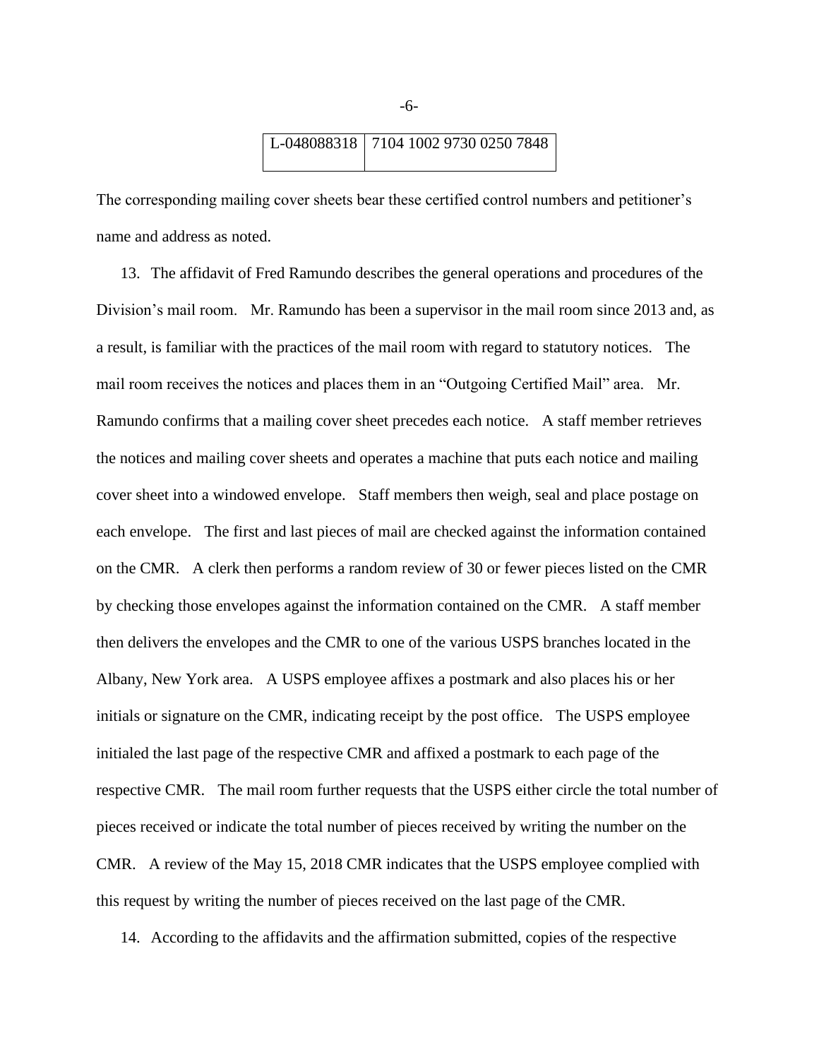| L-048088318 | 7104 1002 9730 0250 7848 |
|---|---|

The corresponding mailing cover sheets bear these certified control numbers and petitioner's name and address as noted.

13. The affidavit of Fred Ramundo describes the general operations and procedures of the Division's mail room. Mr. Ramundo has been a supervisor in the mail room since 2013 and, as a result, is familiar with the practices of the mail room with regard to statutory notices. The mail room receives the notices and places them in an "Outgoing Certified Mail" area. Mr. Ramundo confirms that a mailing cover sheet precedes each notice. A staff member retrieves the notices and mailing cover sheets and operates a machine that puts each notice and mailing cover sheet into a windowed envelope. Staff members then weigh, seal and place postage on each envelope. The first and last pieces of mail are checked against the information contained on the CMR. A clerk then performs a random review of 30 or fewer pieces listed on the CMR by checking those envelopes against the information contained on the CMR. A staff member then delivers the envelopes and the CMR to one of the various USPS branches located in the Albany, New York area. A USPS employee affixes a postmark and also places his or her initials or signature on the CMR, indicating receipt by the post office. The USPS employee initialed the last page of the respective CMR and affixed a postmark to each page of the respective CMR. The mail room further requests that the USPS either circle the total number of pieces received or indicate the total number of pieces received by writing the number on the CMR. A review of the May 15, 2018 CMR indicates that the USPS employee complied with this request by writing the number of pieces received on the last page of the CMR.

14. According to the affidavits and the affirmation submitted, copies of the respective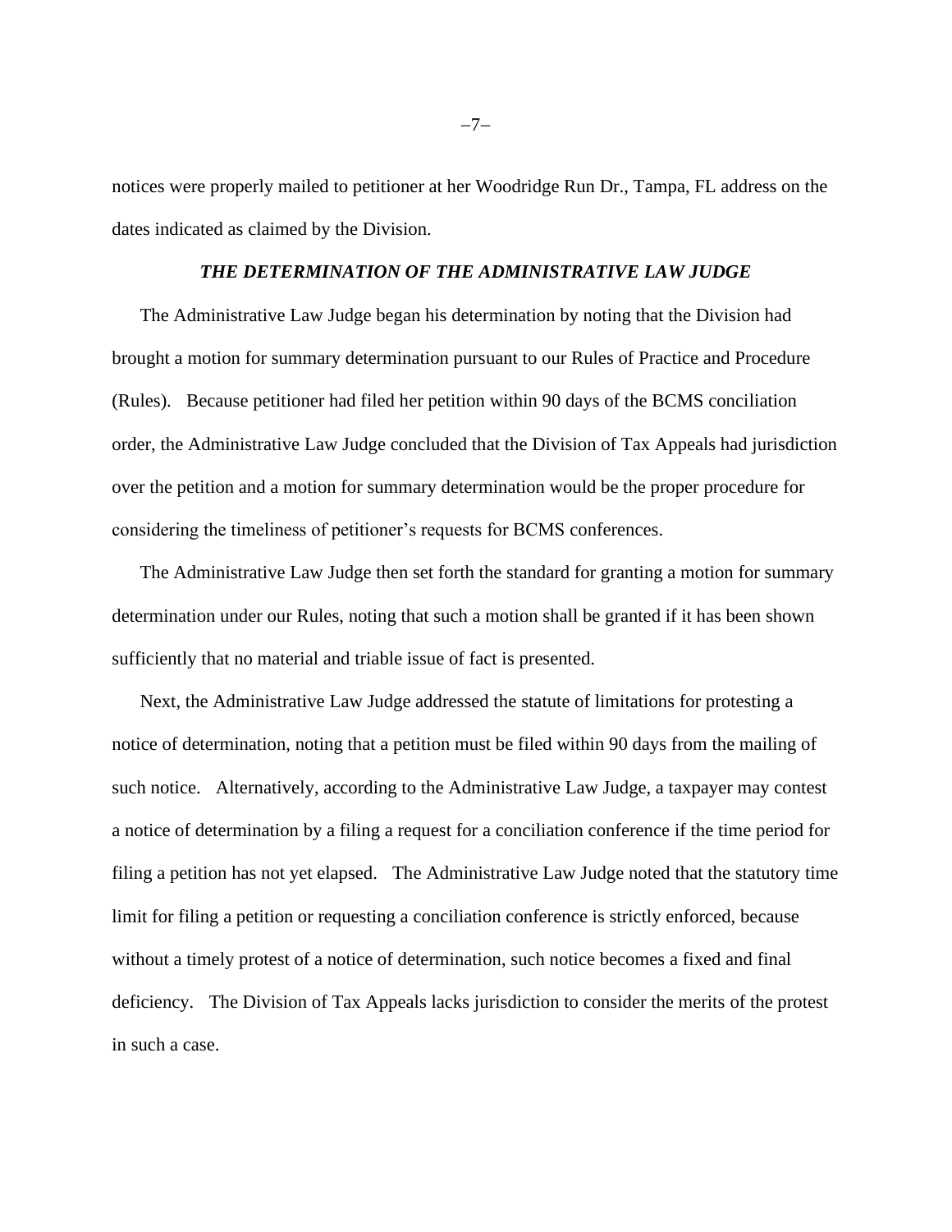notices were properly mailed to petitioner at her Woodridge Run Dr., Tampa, FL address on the dates indicated as claimed by the Division.

### *THE DETERMINATION OF THE ADMINISTRATIVE LAW JUDGE*

The Administrative Law Judge began his determination by noting that the Division had brought a motion for summary determination pursuant to our Rules of Practice and Procedure (Rules). Because petitioner had filed her petition within 90 days of the BCMS conciliation order, the Administrative Law Judge concluded that the Division of Tax Appeals had jurisdiction over the petition and a motion for summary determination would be the proper procedure for considering the timeliness of petitioner's requests for BCMS conferences.

The Administrative Law Judge then set forth the standard for granting a motion for summary determination under our Rules, noting that such a motion shall be granted if it has been shown sufficiently that no material and triable issue of fact is presented.

Next, the Administrative Law Judge addressed the statute of limitations for protesting a notice of determination, noting that a petition must be filed within 90 days from the mailing of such notice. Alternatively, according to the Administrative Law Judge, a taxpayer may contest a notice of determination by a filing a request for a conciliation conference if the time period for filing a petition has not yet elapsed. The Administrative Law Judge noted that the statutory time limit for filing a petition or requesting a conciliation conference is strictly enforced, because without a timely protest of a notice of determination, such notice becomes a fixed and final deficiency. The Division of Tax Appeals lacks jurisdiction to consider the merits of the protest in such a case.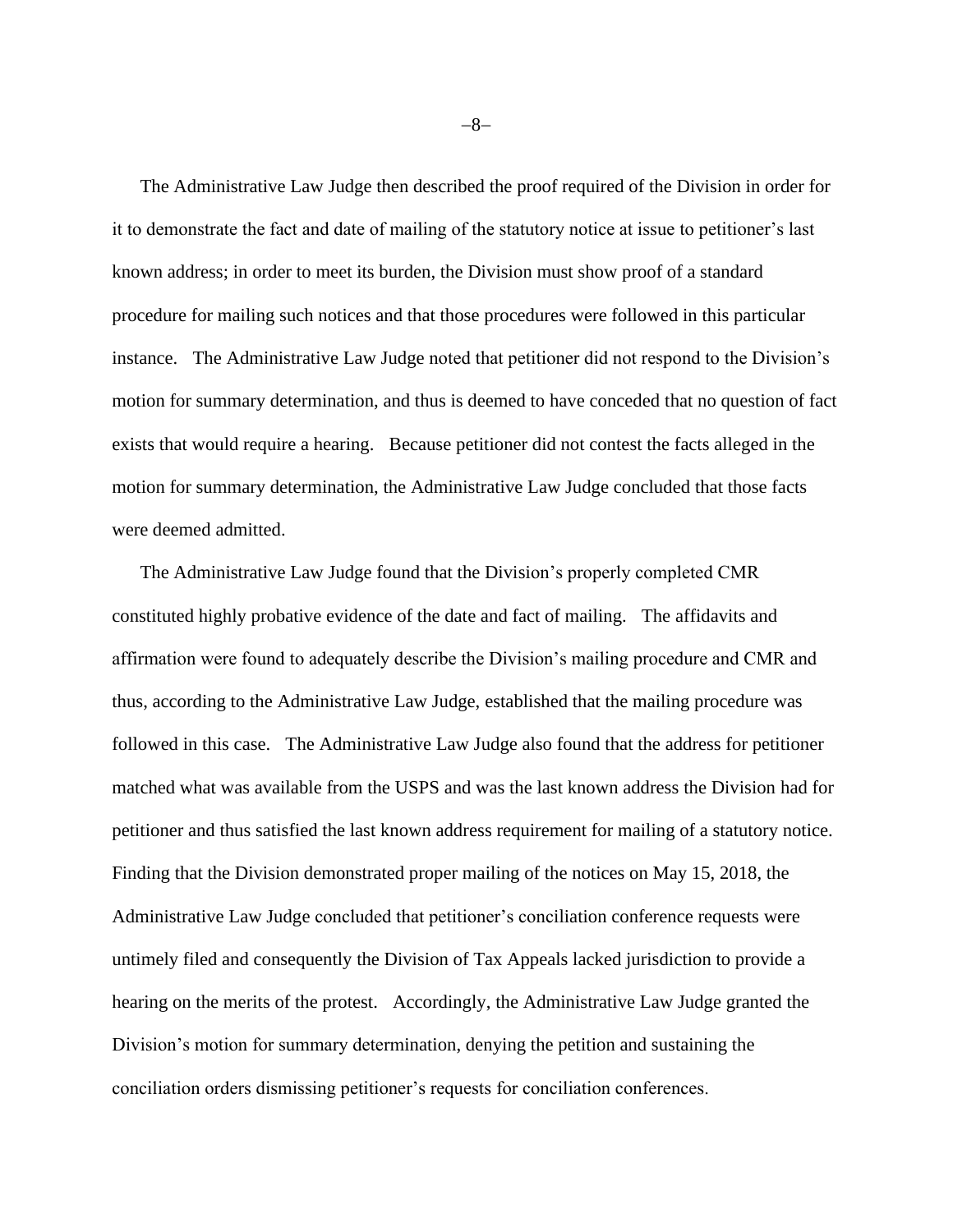The Administrative Law Judge then described the proof required of the Division in order for it to demonstrate the fact and date of mailing of the statutory notice at issue to petitioner's last known address; in order to meet its burden, the Division must show proof of a standard procedure for mailing such notices and that those procedures were followed in this particular instance. The Administrative Law Judge noted that petitioner did not respond to the Division's motion for summary determination, and thus is deemed to have conceded that no question of fact exists that would require a hearing. Because petitioner did not contest the facts alleged in the motion for summary determination, the Administrative Law Judge concluded that those facts were deemed admitted.

The Administrative Law Judge found that the Division's properly completed CMR constituted highly probative evidence of the date and fact of mailing. The affidavits and affirmation were found to adequately describe the Division's mailing procedure and CMR and thus, according to the Administrative Law Judge, established that the mailing procedure was followed in this case. The Administrative Law Judge also found that the address for petitioner matched what was available from the USPS and was the last known address the Division had for petitioner and thus satisfied the last known address requirement for mailing of a statutory notice. Finding that the Division demonstrated proper mailing of the notices on May 15, 2018, the Administrative Law Judge concluded that petitioner's conciliation conference requests were untimely filed and consequently the Division of Tax Appeals lacked jurisdiction to provide a hearing on the merits of the protest. Accordingly, the Administrative Law Judge granted the Division's motion for summary determination, denying the petition and sustaining the conciliation orders dismissing petitioner's requests for conciliation conferences.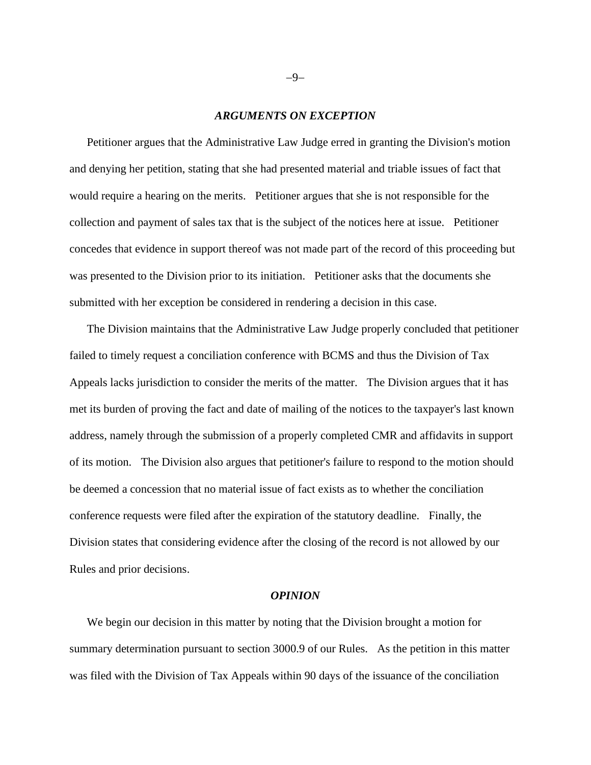### *ARGUMENTS ON EXCEPTION*

Petitioner argues that the Administrative Law Judge erred in granting the Division's motion and denying her petition, stating that she had presented material and triable issues of fact that would require a hearing on the merits. Petitioner argues that she is not responsible for the collection and payment of sales tax that is the subject of the notices here at issue. Petitioner concedes that evidence in support thereof was not made part of the record of this proceeding but was presented to the Division prior to its initiation. Petitioner asks that the documents she submitted with her exception be considered in rendering a decision in this case.

The Division maintains that the Administrative Law Judge properly concluded that petitioner failed to timely request a conciliation conference with BCMS and thus the Division of Tax Appeals lacks jurisdiction to consider the merits of the matter. The Division argues that it has met its burden of proving the fact and date of mailing of the notices to the taxpayer's last known address, namely through the submission of a properly completed CMR and affidavits in support of its motion. The Division also argues that petitioner's failure to respond to the motion should be deemed a concession that no material issue of fact exists as to whether the conciliation conference requests were filed after the expiration of the statutory deadline. Finally, the Division states that considering evidence after the closing of the record is not allowed by our Rules and prior decisions.

### *OPINION*

We begin our decision in this matter by noting that the Division brought a motion for summary determination pursuant to section 3000.9 of our Rules. As the petition in this matter was filed with the Division of Tax Appeals within 90 days of the issuance of the conciliation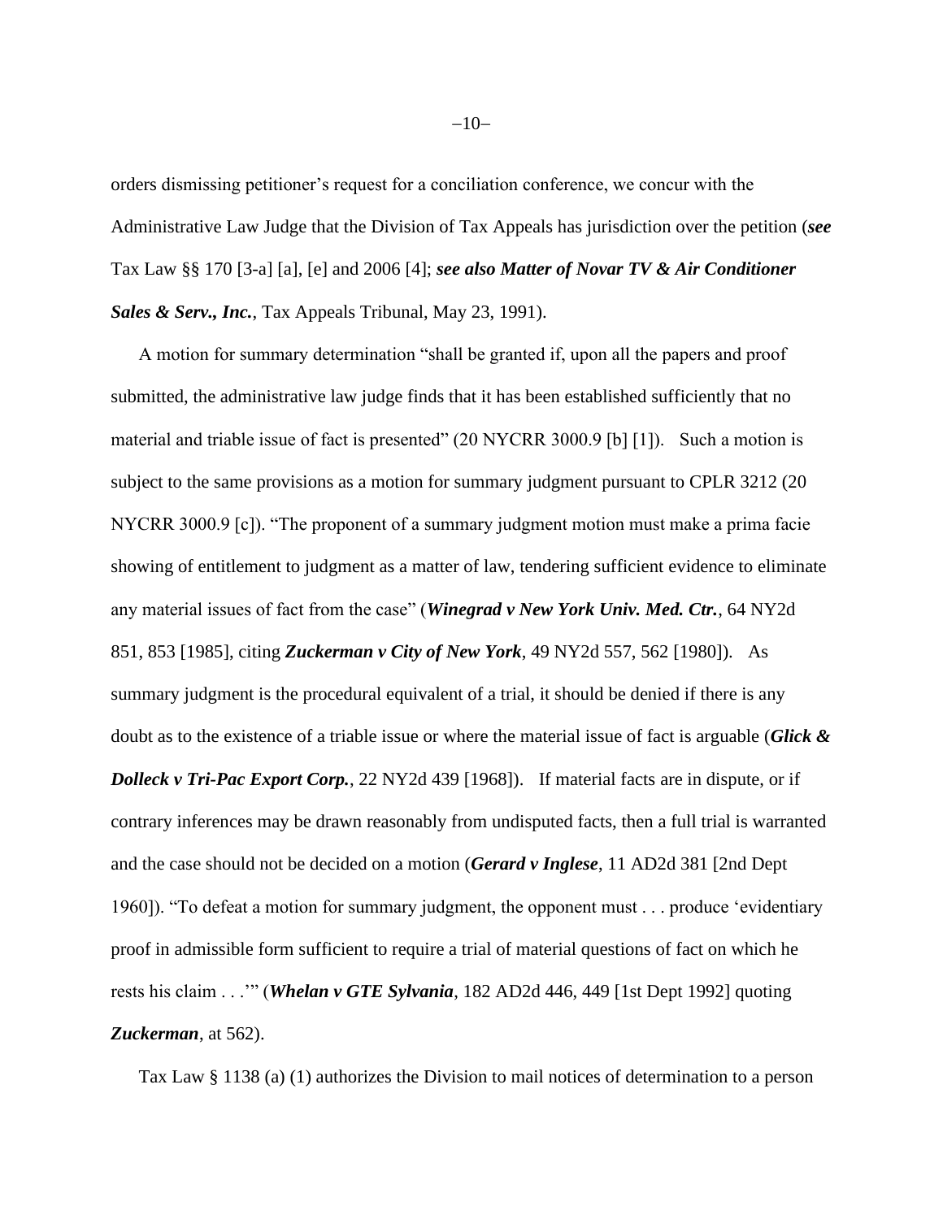orders dismissing petitioner's request for a conciliation conference, we concur with the Administrative Law Judge that the Division of Tax Appeals has jurisdiction over the petition (***see*** Tax Law §§ 170 [3-a] [a], [e] and 2006 [4]; ***see also Matter of Novar TV & Air Conditioner Sales & Serv., Inc.***, Tax Appeals Tribunal, May 23, 1991).

A motion for summary determination "shall be granted if, upon all the papers and proof submitted, the administrative law judge finds that it has been established sufficiently that no material and triable issue of fact is presented" (20 NYCRR 3000.9 [b] [1]). Such a motion is subject to the same provisions as a motion for summary judgment pursuant to CPLR 3212 (20 NYCRR 3000.9 [c]). "The proponent of a summary judgment motion must make a prima facie showing of entitlement to judgment as a matter of law, tendering sufficient evidence to eliminate any material issues of fact from the case" (***Winegrad v New York Univ. Med. Ctr.***, 64 NY2d 851, 853 [1985], citing ***Zuckerman v City of New York***, 49 NY2d 557, 562 [1980]). As summary judgment is the procedural equivalent of a trial, it should be denied if there is any doubt as to the existence of a triable issue or where the material issue of fact is arguable (***Glick & Dolleck v Tri-Pac Export Corp.***, 22 NY2d 439 [1968]). If material facts are in dispute, or if contrary inferences may be drawn reasonably from undisputed facts, then a full trial is warranted and the case should not be decided on a motion (***Gerard v Inglese***, 11 AD2d 381 [2nd Dept 1960]). "To defeat a motion for summary judgment, the opponent must . . . produce 'evidentiary proof in admissible form sufficient to require a trial of material questions of fact on which he rests his claim . . .'" (***Whelan v GTE Sylvania***, 182 AD2d 446, 449 [1st Dept 1992] quoting ***Zuckerman***, at 562).

Tax Law § 1138 (a) (1) authorizes the Division to mail notices of determination to a person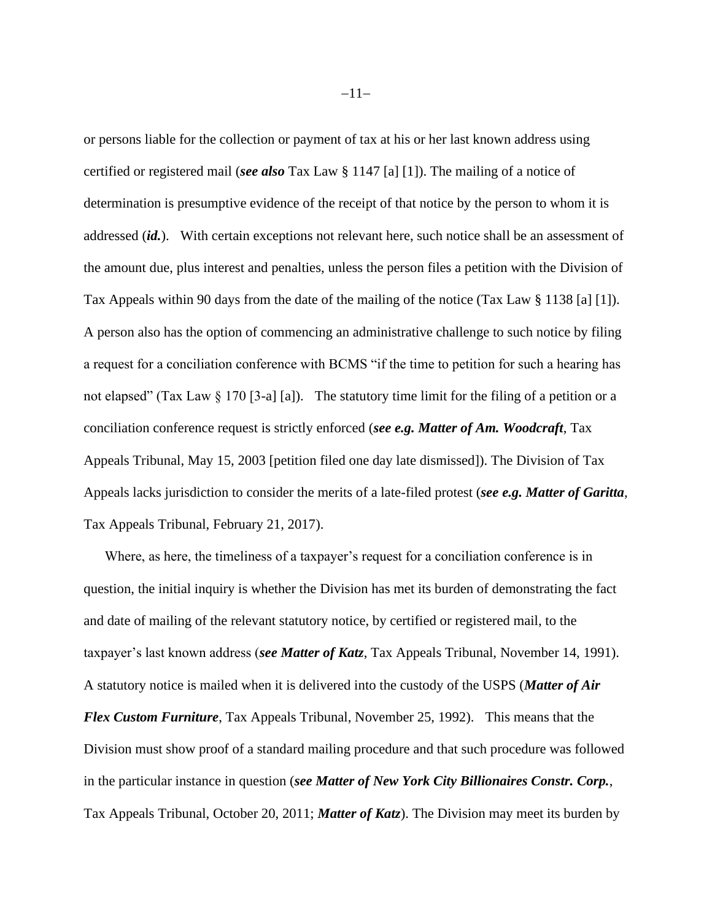or persons liable for the collection or payment of tax at his or her last known address using certified or registered mail (***see also*** Tax Law § 1147 [a] [1]). The mailing of a notice of determination is presumptive evidence of the receipt of that notice by the person to whom it is addressed (***id.***). With certain exceptions not relevant here, such notice shall be an assessment of the amount due, plus interest and penalties, unless the person files a petition with the Division of Tax Appeals within 90 days from the date of the mailing of the notice (Tax Law § 1138 [a] [1]). A person also has the option of commencing an administrative challenge to such notice by filing a request for a conciliation conference with BCMS "if the time to petition for such a hearing has not elapsed" (Tax Law § 170 [3-a] [a]). The statutory time limit for the filing of a petition or a conciliation conference request is strictly enforced (***see e.g. Matter of Am. Woodcraft***, Tax Appeals Tribunal, May 15, 2003 [petition filed one day late dismissed]). The Division of Tax Appeals lacks jurisdiction to consider the merits of a late-filed protest (***see e.g. Matter of Garitta***, Tax Appeals Tribunal, February 21, 2017).

Where, as here, the timeliness of a taxpayer's request for a conciliation conference is in question, the initial inquiry is whether the Division has met its burden of demonstrating the fact and date of mailing of the relevant statutory notice, by certified or registered mail, to the taxpayer's last known address (***see Matter of Katz***, Tax Appeals Tribunal, November 14, 1991). A statutory notice is mailed when it is delivered into the custody of the USPS (***Matter of Air Flex Custom Furniture***, Tax Appeals Tribunal, November 25, 1992). This means that the Division must show proof of a standard mailing procedure and that such procedure was followed in the particular instance in question (***see Matter of New York City Billionaires Constr. Corp.***, Tax Appeals Tribunal, October 20, 2011; ***Matter of Katz***). The Division may meet its burden by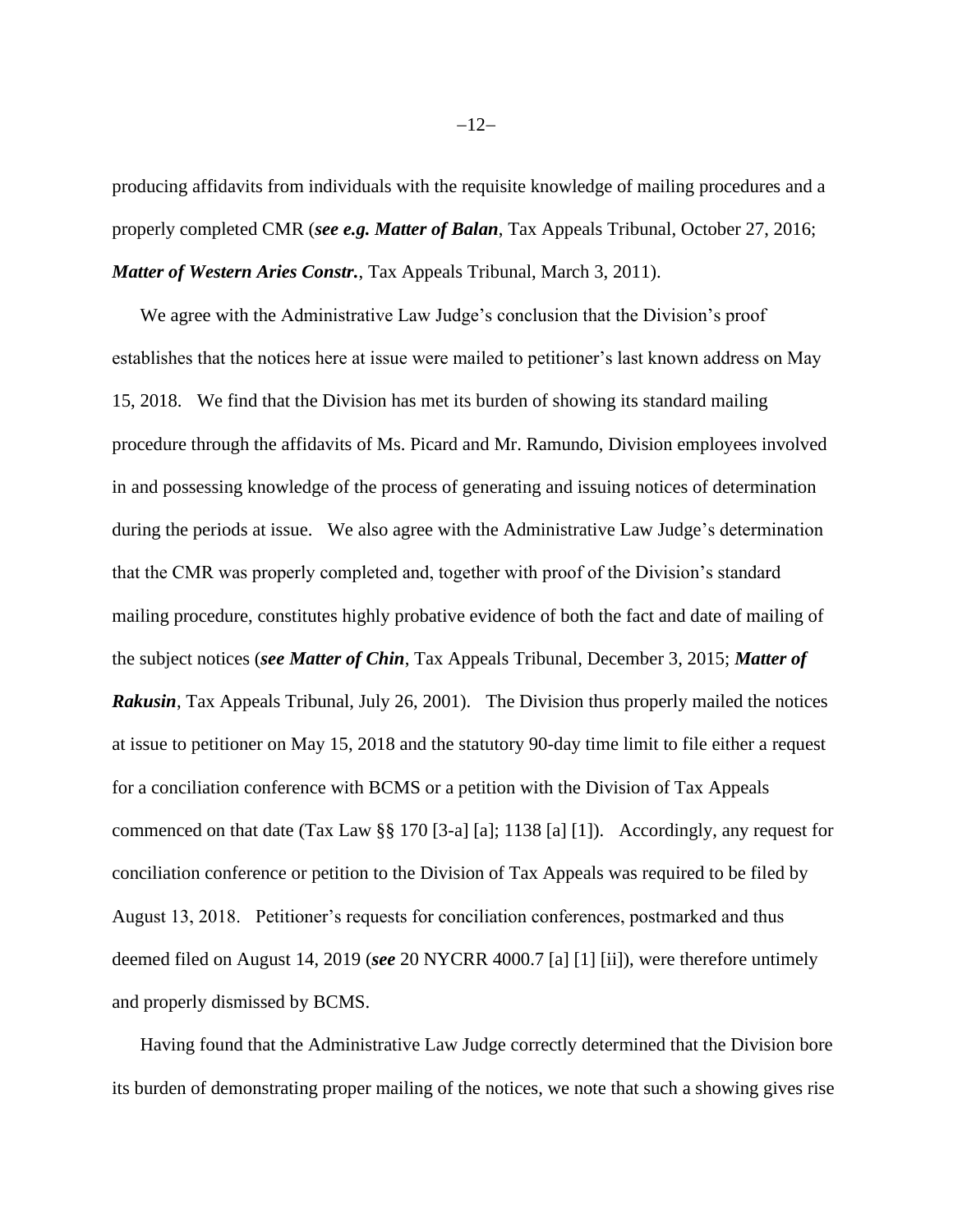producing affidavits from individuals with the requisite knowledge of mailing procedures and a properly completed CMR (***see e.g. Matter of Balan***, Tax Appeals Tribunal, October 27, 2016; ***Matter of Western Aries Constr.***, Tax Appeals Tribunal, March 3, 2011).

We agree with the Administrative Law Judge's conclusion that the Division's proof establishes that the notices here at issue were mailed to petitioner's last known address on May 15, 2018. We find that the Division has met its burden of showing its standard mailing procedure through the affidavits of Ms. Picard and Mr. Ramundo, Division employees involved in and possessing knowledge of the process of generating and issuing notices of determination during the periods at issue. We also agree with the Administrative Law Judge's determination that the CMR was properly completed and, together with proof of the Division's standard mailing procedure, constitutes highly probative evidence of both the fact and date of mailing of the subject notices (***see Matter of Chin***, Tax Appeals Tribunal, December 3, 2015; ***Matter of Rakusin***, Tax Appeals Tribunal, July 26, 2001). The Division thus properly mailed the notices at issue to petitioner on May 15, 2018 and the statutory 90-day time limit to file either a request for a conciliation conference with BCMS or a petition with the Division of Tax Appeals commenced on that date (Tax Law §§ 170 [3-a] [a]; 1138 [a] [1]). Accordingly, any request for conciliation conference or petition to the Division of Tax Appeals was required to be filed by August 13, 2018. Petitioner's requests for conciliation conferences, postmarked and thus deemed filed on August 14, 2019 (***see*** 20 NYCRR 4000.7 [a] [1] [ii]), were therefore untimely and properly dismissed by BCMS.

Having found that the Administrative Law Judge correctly determined that the Division bore its burden of demonstrating proper mailing of the notices, we note that such a showing gives rise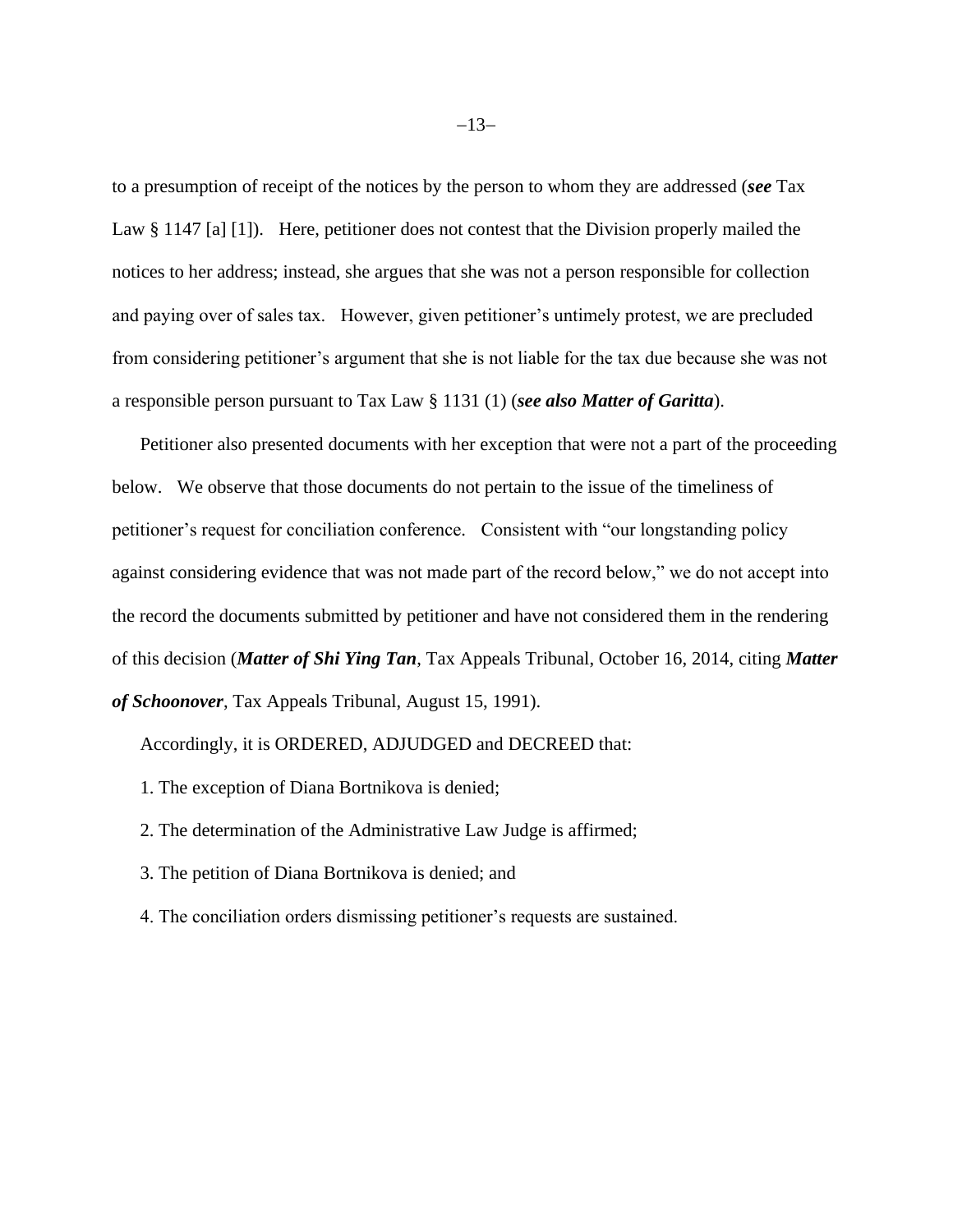to a presumption of receipt of the notices by the person to whom they are addressed (***see*** Tax Law § 1147 [a] [1]). Here, petitioner does not contest that the Division properly mailed the notices to her address; instead, she argues that she was not a person responsible for collection and paying over of sales tax. However, given petitioner's untimely protest, we are precluded from considering petitioner's argument that she is not liable for the tax due because she was not a responsible person pursuant to Tax Law § 1131 (1) (***see also Matter of Garitta***).

Petitioner also presented documents with her exception that were not a part of the proceeding below. We observe that those documents do not pertain to the issue of the timeliness of petitioner's request for conciliation conference. Consistent with "our longstanding policy against considering evidence that was not made part of the record below," we do not accept into the record the documents submitted by petitioner and have not considered them in the rendering of this decision (***Matter of Shi Ying Tan***, Tax Appeals Tribunal, October 16, 2014, citing ***Matter of Schoonover***, Tax Appeals Tribunal, August 15, 1991).

Accordingly, it is ORDERED, ADJUDGED and DECREED that:

1. The exception of Diana Bortnikova is denied;

2. The determination of the Administrative Law Judge is affirmed;

3. The petition of Diana Bortnikova is denied; and

4. The conciliation orders dismissing petitioner's requests are sustained.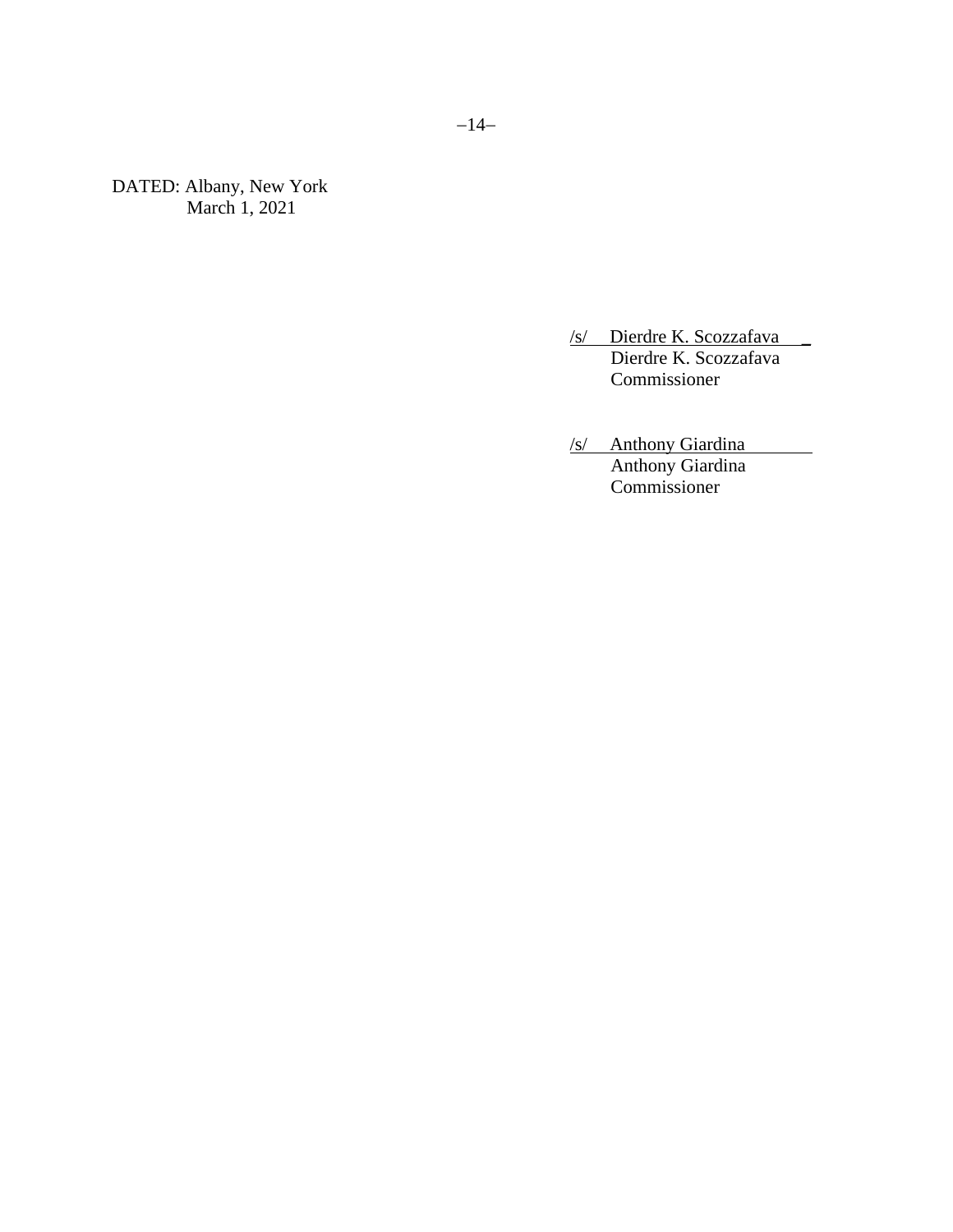DATED: Albany, New York
March 1, 2021

/s/ Dierdre K. Scozzafava
Dierdre K. Scozzafava
Commissioner

/s/ Anthony Giardina
Anthony Giardina
Commissioner